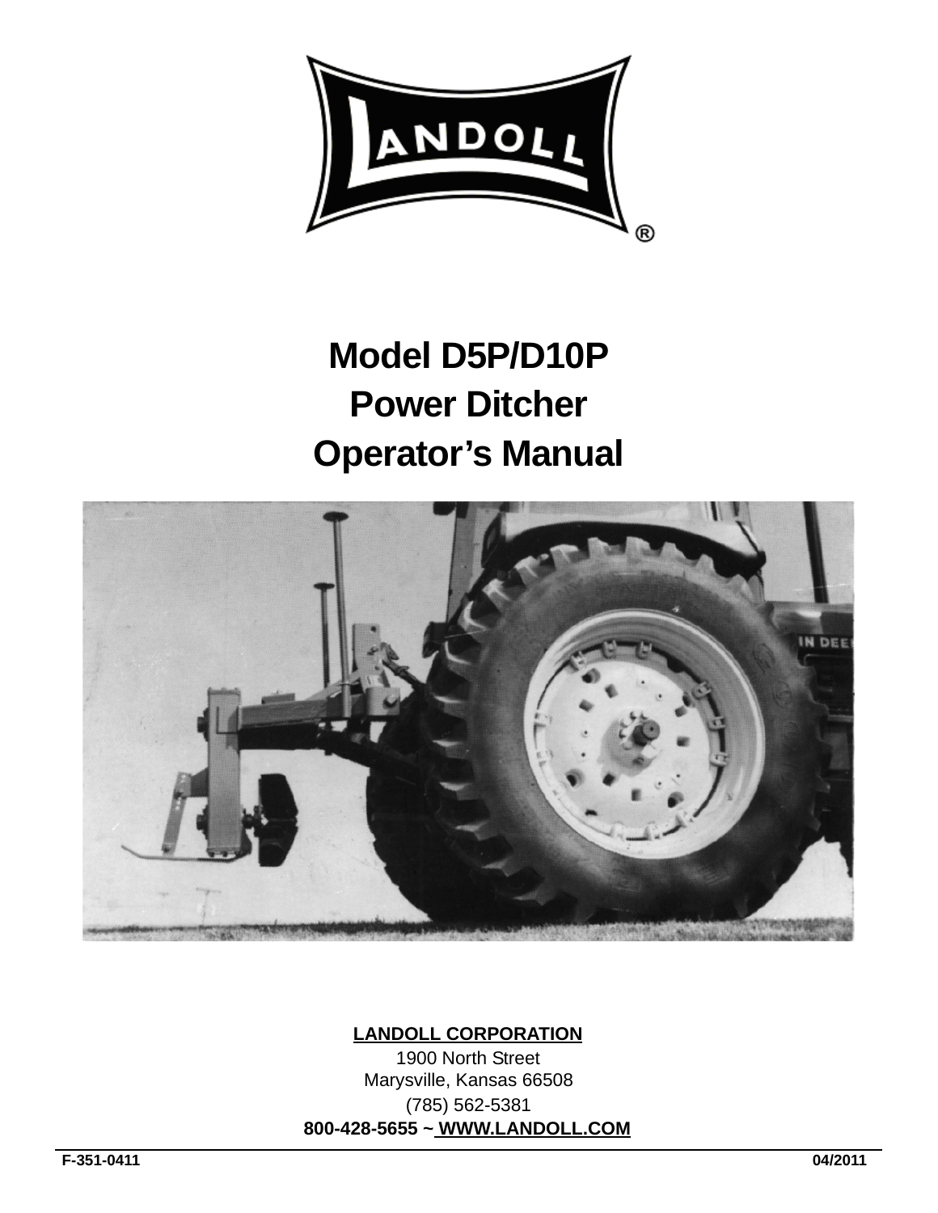# Model D5P/D10P
# Power Ditcher
# Operator's Manual

**LANDOLL CORPORATION**

1900 North Street
Marysville, Kansas 66508
(785) 562-5381

**800-428-5655 ~ WWW.LANDOLL.COM**

**F-351-0411** **04/2011**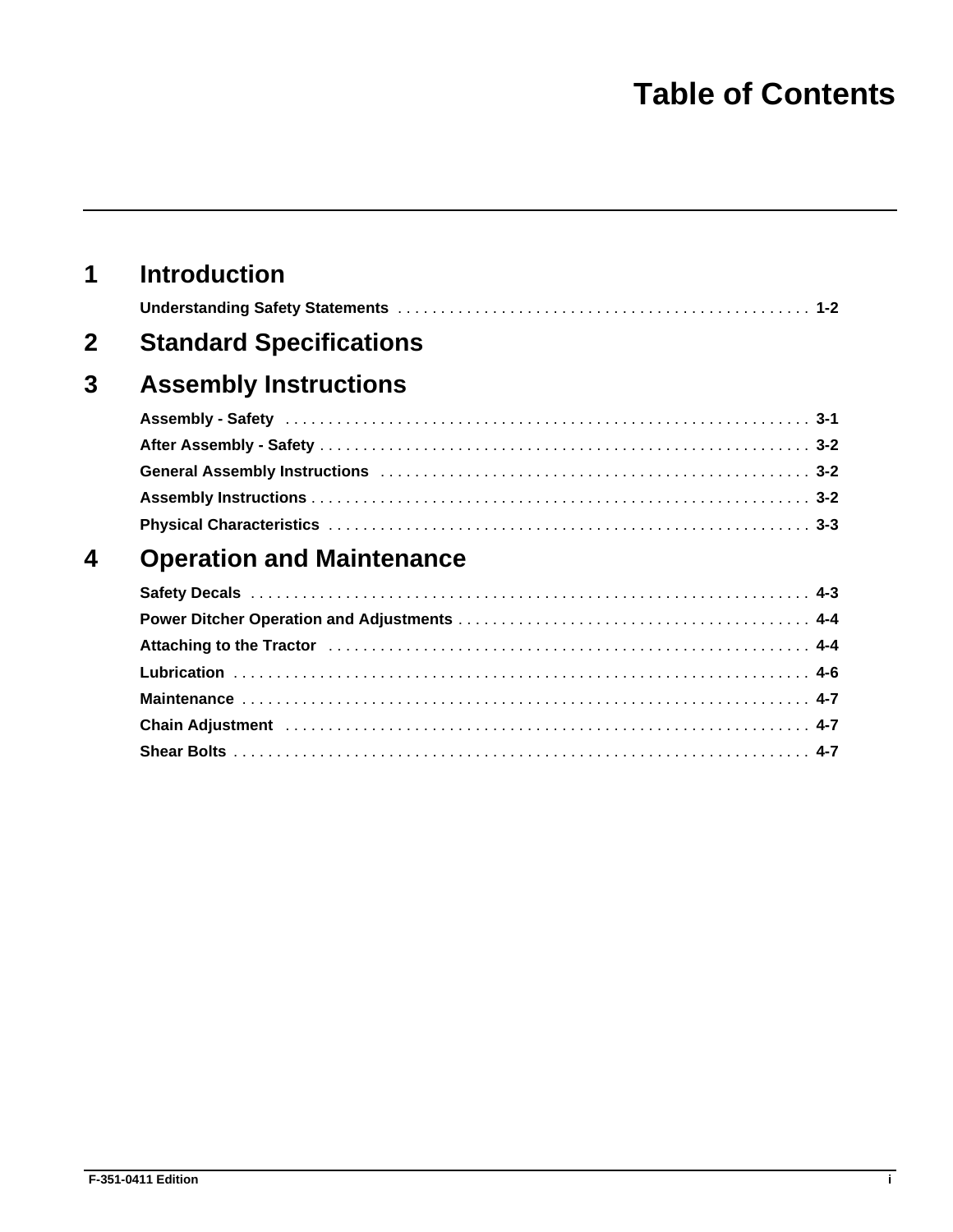# Table of Contents

## 1 Introduction

**Understanding Safety Statements** . . . . . . . . . . . . . . . . . . . . . . . . . . . . . . . . . . . . . . . . . . . . . . . . **1-2**

## 2 Standard Specifications

## 3 Assembly Instructions

**Assembly - Safety** . . . . . . . . . . . . . . . . . . . . . . . . . . . . . . . . . . . . . . . . . . . . . . . . . . . . . . . . . . . . . **3-1**

**After Assembly - Safety** . . . . . . . . . . . . . . . . . . . . . . . . . . . . . . . . . . . . . . . . . . . . . . . . . . . . . . . . **3-2**

**General Assembly Instructions** . . . . . . . . . . . . . . . . . . . . . . . . . . . . . . . . . . . . . . . . . . . . . . . . . . **3-2**

**Assembly Instructions** . . . . . . . . . . . . . . . . . . . . . . . . . . . . . . . . . . . . . . . . . . . . . . . . . . . . . . . . . . **3-2**

**Physical Characteristics** . . . . . . . . . . . . . . . . . . . . . . . . . . . . . . . . . . . . . . . . . . . . . . . . . . . . . . . . **3-3**

## 4 Operation and Maintenance

**Safety Decals** . . . . . . . . . . . . . . . . . . . . . . . . . . . . . . . . . . . . . . . . . . . . . . . . . . . . . . . . . . . . . . . . . **4-3**

**Power Ditcher Operation and Adjustments** . . . . . . . . . . . . . . . . . . . . . . . . . . . . . . . . . . . . . . . . . **4-4**

**Attaching to the Tractor** . . . . . . . . . . . . . . . . . . . . . . . . . . . . . . . . . . . . . . . . . . . . . . . . . . . . . . . . **4-4**

**Lubrication** . . . . . . . . . . . . . . . . . . . . . . . . . . . . . . . . . . . . . . . . . . . . . . . . . . . . . . . . . . . . . . . . . . . **4-6**

**Maintenance** . . . . . . . . . . . . . . . . . . . . . . . . . . . . . . . . . . . . . . . . . . . . . . . . . . . . . . . . . . . . . . . . . **4-7**

**Chain Adjustment** . . . . . . . . . . . . . . . . . . . . . . . . . . . . . . . . . . . . . . . . . . . . . . . . . . . . . . . . . . . . . **4-7**

**Shear Bolts** . . . . . . . . . . . . . . . . . . . . . . . . . . . . . . . . . . . . . . . . . . . . . . . . . . . . . . . . . . . . . . . . . . . **4-7**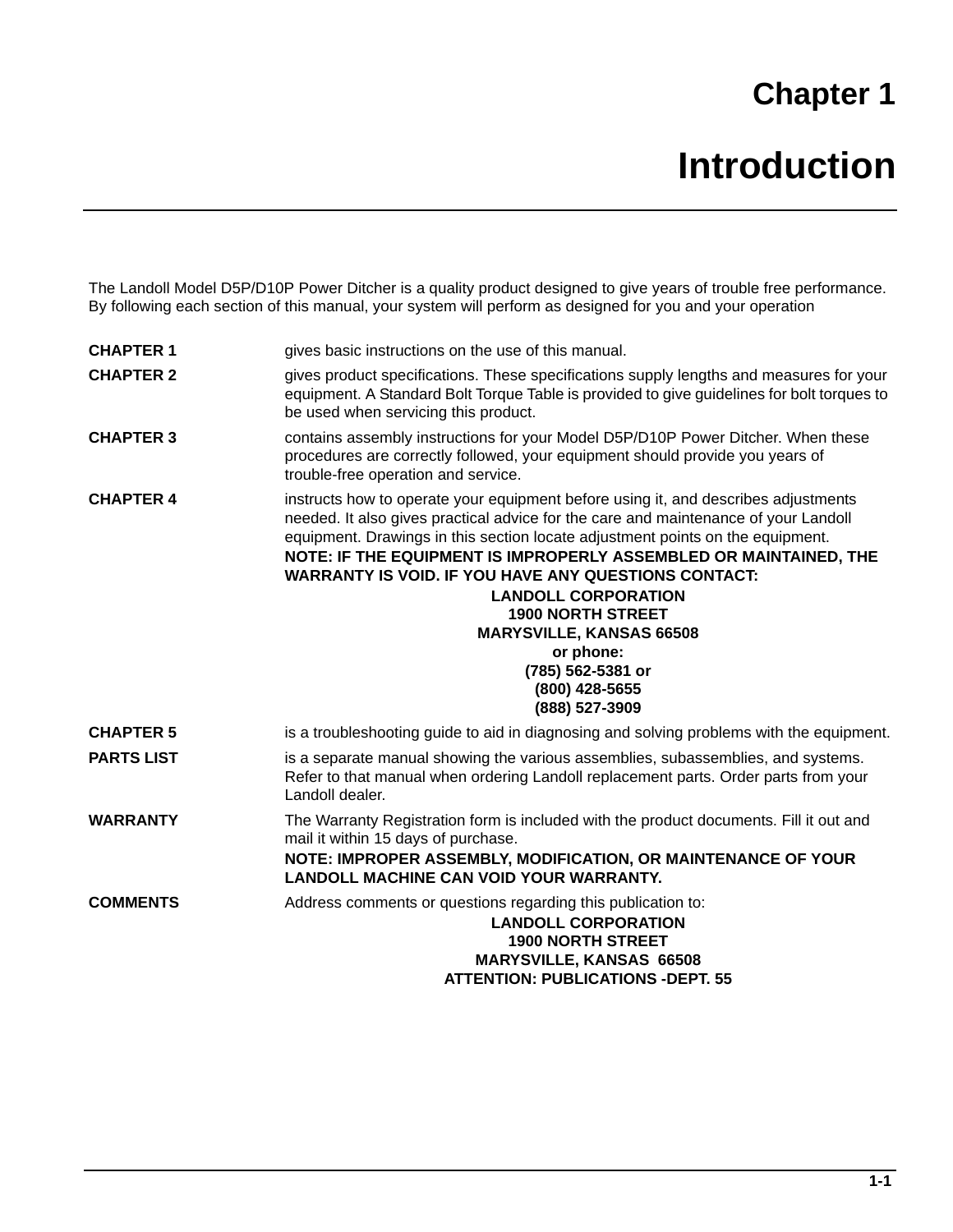# Chapter 1

# Introduction

The Landoll Model D5P/D10P Power Ditcher is a quality product designed to give years of trouble free performance. By following each section of this manual, your system will perform as designed for you and your operation

**CHAPTER 1** gives basic instructions on the use of this manual.

**CHAPTER 2** gives product specifications. These specifications supply lengths and measures for your equipment. A Standard Bolt Torque Table is provided to give guidelines for bolt torques to be used when servicing this product.

**CHAPTER 3** contains assembly instructions for your Model D5P/D10P Power Ditcher. When these procedures are correctly followed, your equipment should provide you years of trouble-free operation and service.

**CHAPTER 4** instructs how to operate your equipment before using it, and describes adjustments needed. It also gives practical advice for the care and maintenance of your Landoll equipment. Drawings in this section locate adjustment points on the equipment.

**NOTE: IF THE EQUIPMENT IS IMPROPERLY ASSEMBLED OR MAINTAINED, THE WARRANTY IS VOID. IF YOU HAVE ANY QUESTIONS CONTACT:**

**LANDOLL CORPORATION**
**1900 NORTH STREET**
**MARYSVILLE, KANSAS 66508**
**or phone:**
**(785) 562-5381 or**
**(800) 428-5655**
**(888) 527-3909**

**CHAPTER 5** is a troubleshooting guide to aid in diagnosing and solving problems with the equipment.

**PARTS LIST** is a separate manual showing the various assemblies, subassemblies, and systems. Refer to that manual when ordering Landoll replacement parts. Order parts from your Landoll dealer.

**WARRANTY** The Warranty Registration form is included with the product documents. Fill it out and mail it within 15 days of purchase.

**NOTE: IMPROPER ASSEMBLY, MODIFICATION, OR MAINTENANCE OF YOUR LANDOLL MACHINE CAN VOID YOUR WARRANTY.**

**COMMENTS** Address comments or questions regarding this publication to:

**LANDOLL CORPORATION**
**1900 NORTH STREET**
**MARYSVILLE, KANSAS 66508**
**ATTENTION: PUBLICATIONS -DEPT. 55**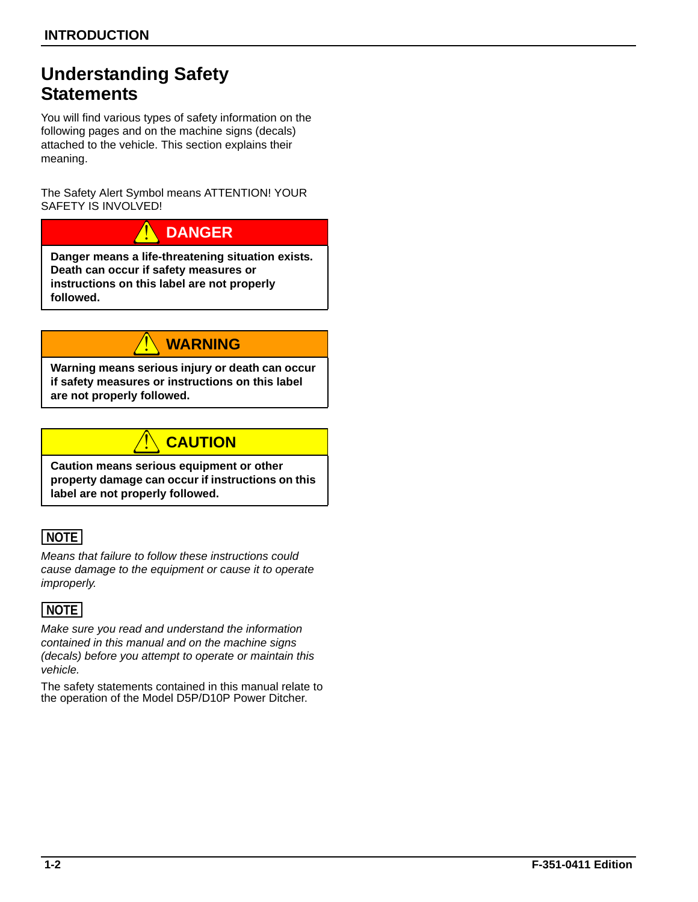## Understanding Safety Statements

You will find various types of safety information on the following pages and on the machine signs (decals) attached to the vehicle. This section explains their meaning.

The Safety Alert Symbol means ATTENTION! YOUR SAFETY IS INVOLVED!

**DANGER**

**Danger means a life-threatening situation exists. Death can occur if safety measures or instructions on this label are not properly followed.**

**WARNING**

**Warning means serious injury or death can occur if safety measures or instructions on this label are not properly followed.**

**CAUTION**

**Caution means serious equipment or other property damage can occur if instructions on this label are not properly followed.**

**NOTE**

*Means that failure to follow these instructions could cause damage to the equipment or cause it to operate improperly.*

**NOTE**

*Make sure you read and understand the information contained in this manual and on the machine signs (decals) before you attempt to operate or maintain this vehicle.*

The safety statements contained in this manual relate to the operation of the Model D5P/D10P Power Ditcher.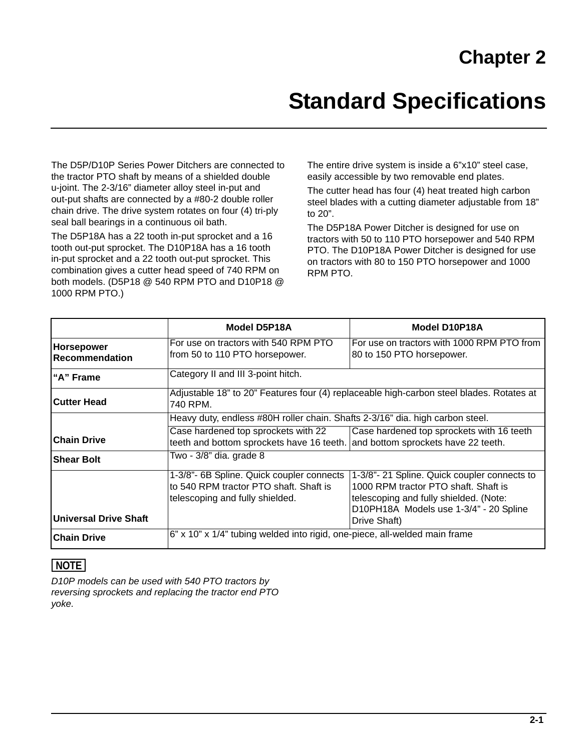# Chapter 2

# Standard Specifications

The D5P/D10P Series Power Ditchers are connected to the tractor PTO shaft by means of a shielded double u-joint. The 2-3/16" diameter alloy steel in-put and out-put shafts are connected by a #80-2 double roller chain drive. The drive system rotates on four (4) tri-ply seal ball bearings in a continuous oil bath.

The D5P18A has a 22 tooth in-put sprocket and a 16 tooth out-put sprocket. The D10P18A has a 16 tooth in-put sprocket and a 22 tooth out-put sprocket. This combination gives a cutter head speed of 740 RPM on both models. (D5P18 @ 540 RPM PTO and D10P18 @ 1000 RPM PTO.)

The entire drive system is inside a 6"x10" steel case, easily accessible by two removable end plates.

The cutter head has four (4) heat treated high carbon steel blades with a cutting diameter adjustable from 18" to 20".

The D5P18A Power Ditcher is designed for use on tractors with 50 to 110 PTO horsepower and 540 RPM PTO. The D10P18A Power Ditcher is designed for use on tractors with 80 to 150 PTO horsepower and 1000 RPM PTO.

| | Model D5P18A | Model D10P18A |
|---|---|---|
| **Horsepower Recommendation** | For use on tractors with 540 RPM PTO from 50 to 110 PTO horsepower. | For use on tractors with 1000 RPM PTO from 80 to 150 PTO horsepower. |
| **"A" Frame** | Category II and III 3-point hitch. | |
| **Cutter Head** | Adjustable 18" to 20" Features four (4) replaceable high-carbon steel blades. Rotates at 740 RPM. | |
| **Chain Drive** | Heavy duty, endless #80H roller chain. Shafts 2-3/16" dia. high carbon steel. | |
| | Case hardened top sprockets with 22 teeth and bottom sprockets have 16 teeth. | Case hardened top sprockets with 16 teeth and bottom sprockets have 22 teeth. |
| **Shear Bolt** | Two - 3/8" dia. grade 8 | |
| **Universal Drive Shaft** | 1-3/8"- 6B Spline. Quick coupler connects to 540 RPM tractor PTO shaft. Shaft is telescoping and fully shielded. | 1-3/8"- 21 Spline. Quick coupler connects to 1000 RPM tractor PTO shaft. Shaft is telescoping and fully shielded. (Note: D10PH18A Models use 1-3/4" - 20 Spline Drive Shaft) |
| **Chain Drive** | 6" x 10" x 1/4" tubing welded into rigid, one-piece, all-welded main frame | |

**NOTE**

*D10P models can be used with 540 PTO tractors by reversing sprockets and replacing the tractor end PTO yoke.*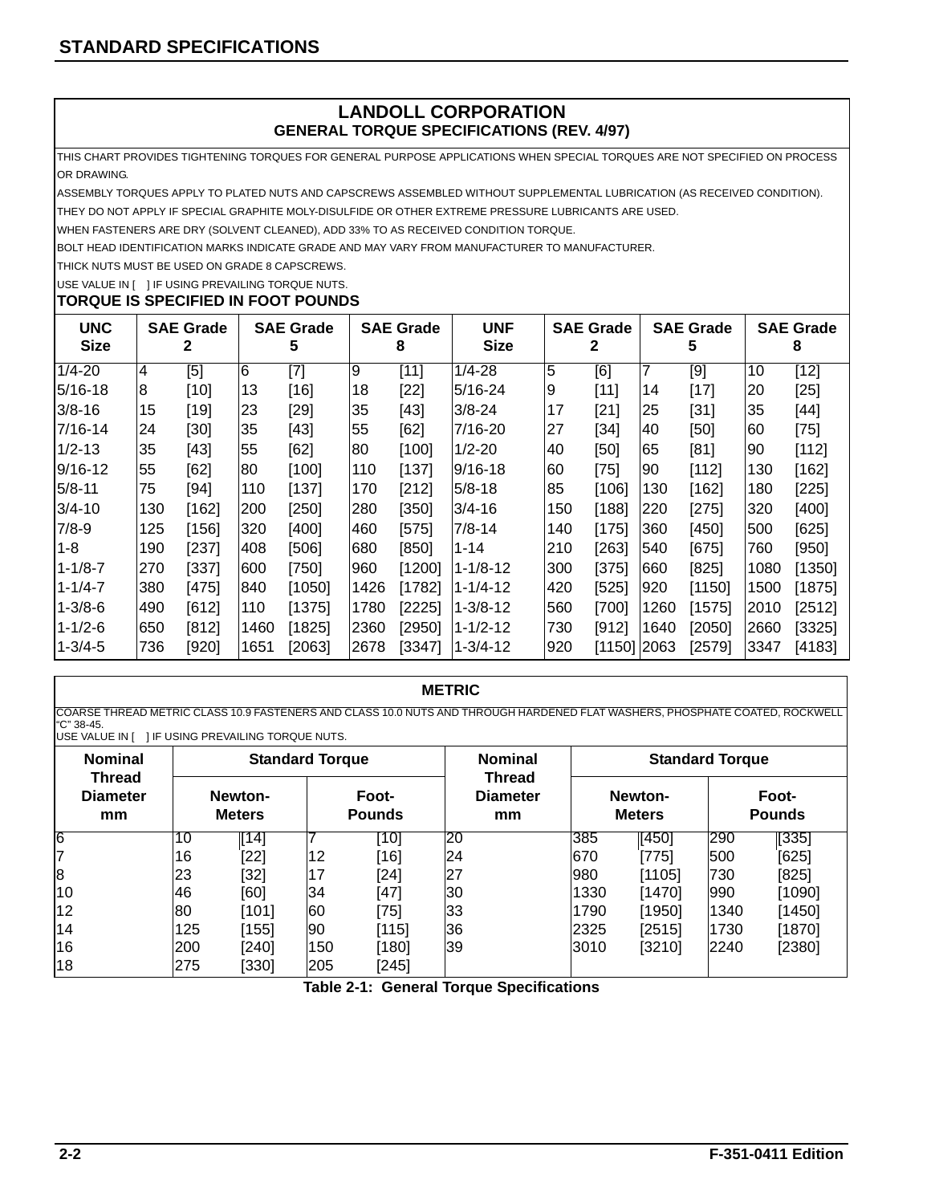## STANDARD SPECIFICATIONS

### LANDOLL CORPORATION
#### GENERAL TORQUE SPECIFICATIONS (REV. 4/97)

THIS CHART PROVIDES TIGHTENING TORQUES FOR GENERAL PURPOSE APPLICATIONS WHEN SPECIAL TORQUES ARE NOT SPECIFIED ON PROCESS OR DRAWING.

ASSEMBLY TORQUES APPLY TO PLATED NUTS AND CAPSCREWS ASSEMBLED WITHOUT SUPPLEMENTAL LUBRICATION (AS RECEIVED CONDITION). THEY DO NOT APPLY IF SPECIAL GRAPHITE MOLY-DISULFIDE OR OTHER EXTREME PRESSURE LUBRICANTS ARE USED.

WHEN FASTENERS ARE DRY (SOLVENT CLEANED), ADD 33% TO AS RECEIVED CONDITION TORQUE.

BOLT HEAD IDENTIFICATION MARKS INDICATE GRADE AND MAY VARY FROM MANUFACTURER TO MANUFACTURER.

THICK NUTS MUST BE USED ON GRADE 8 CAPSCREWS.

USE VALUE IN [ ] IF USING PREVAILING TORQUE NUTS.

**TORQUE IS SPECIFIED IN FOOT POUNDS**

| UNC Size | SAE Grade 2 | | SAE Grade 5 | | SAE Grade 8 | | UNF Size | SAE Grade 2 | | SAE Grade 5 | | SAE Grade 8 | |
|---|---|---|---|---|---|---|---|---|---|---|---|---|---|
| 1/4-20 | 4 | [5] | 6 | [7] | 9 | [11] | 1/4-28 | 5 | [6] | 7 | [9] | 10 | [12] |
| 5/16-18 | 8 | [10] | 13 | [16] | 18 | [22] | 5/16-24 | 9 | [11] | 14 | [17] | 20 | [25] |
| 3/8-16 | 15 | [19] | 23 | [29] | 35 | [43] | 3/8-24 | 17 | [21] | 25 | [31] | 35 | [44] |
| 7/16-14 | 24 | [30] | 35 | [43] | 55 | [62] | 7/16-20 | 27 | [34] | 40 | [50] | 60 | [75] |
| 1/2-13 | 35 | [43] | 55 | [62] | 80 | [100] | 1/2-20 | 40 | [50] | 65 | [81] | 90 | [112] |
| 9/16-12 | 55 | [62] | 80 | [100] | 110 | [137] | 9/16-18 | 60 | [75] | 90 | [112] | 130 | [162] |
| 5/8-11 | 75 | [94] | 110 | [137] | 170 | [212] | 5/8-18 | 85 | [106] | 130 | [162] | 180 | [225] |
| 3/4-10 | 130 | [162] | 200 | [250] | 280 | [350] | 3/4-16 | 150 | [188] | 220 | [275] | 320 | [400] |
| 7/8-9 | 125 | [156] | 320 | [400] | 460 | [575] | 7/8-14 | 140 | [175] | 360 | [450] | 500 | [625] |
| 1-8 | 190 | [237] | 408 | [506] | 680 | [850] | 1-14 | 210 | [263] | 540 | [675] | 760 | [950] |
| 1-1/8-7 | 270 | [337] | 600 | [750] | 960 | [1200] | 1-1/8-12 | 300 | [375] | 660 | [825] | 1080 | [1350] |
| 1-1/4-7 | 380 | [475] | 840 | [1050] | 1426 | [1782] | 1-1/4-12 | 420 | [525] | 920 | [1150] | 1500 | [1875] |
| 1-3/8-6 | 490 | [612] | 110 | [1375] | 1780 | [2225] | 1-3/8-12 | 560 | [700] | 1260 | [1575] | 2010 | [2512] |
| 1-1/2-6 | 650 | [812] | 1460 | [1825] | 2360 | [2950] | 1-1/2-12 | 730 | [912] | 1640 | [2050] | 2660 | [3325] |
| 1-3/4-5 | 736 | [920] | 1651 | [2063] | 2678 | [3347] | 1-3/4-12 | 920 | [1150] | 2063 | [2579] | 3347 | [4183] |

### METRIC

COARSE THREAD METRIC CLASS 10.9 FASTENERS AND CLASS 10.0 NUTS AND THROUGH HARDENED FLAT WASHERS, PHOSPHATE COATED, ROCKWELL "C" 38-45.

USE VALUE IN [ ] IF USING PREVAILING TORQUE NUTS.

| Nominal Thread Diameter mm | Standard Torque | | | | Nominal Thread Diameter mm | Standard Torque | | | |
|---|---|---|---|---|---|---|---|---|---|
| | Newton-Meters | | Foot-Pounds | | | Newton-Meters | | Foot-Pounds | |
| 6 | 10 | [14] | 7 | [10] | 20 | 385 | [450] | 290 | [335] |
| 7 | 16 | [22] | 12 | [16] | 24 | 670 | [775] | 500 | [625] |
| 8 | 23 | [32] | 17 | [24] | 27 | 980 | [1105] | 730 | [825] |
| 10 | 46 | [60] | 34 | [47] | 30 | 1330 | [1470] | 990 | [1090] |
| 12 | 80 | [101] | 60 | [75] | 33 | 1790 | [1950] | 1340 | [1450] |
| 14 | 125 | [155] | 90 | [115] | 36 | 2325 | [2515] | 1730 | [1870] |
| 16 | 200 | [240] | 150 | [180] | 39 | 3010 | [3210] | 2240 | [2380] |
| 18 | 275 | [330] | 205 | [245] | | | | | |

**Table 2-1: General Torque Specifications**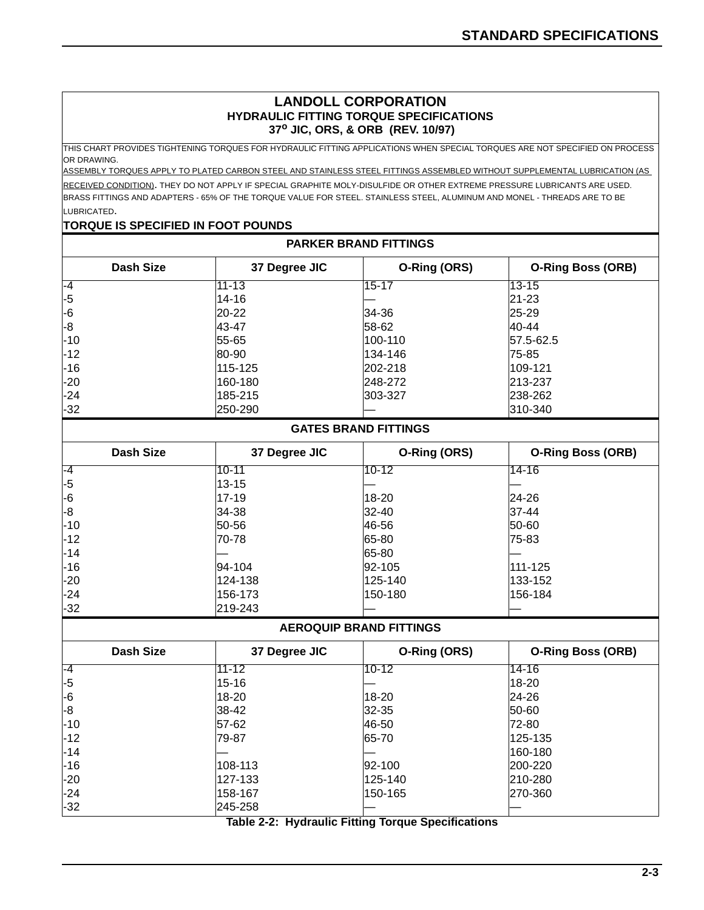## LANDOLL CORPORATION

### HYDRAULIC FITTING TORQUE SPECIFICATIONS

### 37° JIC, ORS, & ORB (REV. 10/97)

THIS CHART PROVIDES TIGHTENING TORQUES FOR HYDRAULIC FITTING APPLICATIONS WHEN SPECIAL TORQUES ARE NOT SPECIFIED ON PROCESS OR DRAWING.

ASSEMBLY TORQUES APPLY TO PLATED CARBON STEEL AND STAINLESS STEEL FITTINGS ASSEMBLED WITHOUT SUPPLEMENTAL LUBRICATION (AS RECEIVED CONDITION). THEY DO NOT APPLY IF SPECIAL GRAPHITE MOLY-DISULFIDE OR OTHER EXTREME PRESSURE LUBRICANTS ARE USED. BRASS FITTINGS AND ADAPTERS - 65% OF THE TORQUE VALUE FOR STEEL. STAINLESS STEEL, ALUMINUM AND MONEL - THREADS ARE TO BE LUBRICATED.

**TORQUE IS SPECIFIED IN FOOT POUNDS**

**PARKER BRAND FITTINGS**

| Dash Size | 37 Degree JIC | O-Ring (ORS) | O-Ring Boss (ORB) |
|---|---|---|---|
| -4 | 11-13 | 15-17 | 13-15 |
| -5 | 14-16 | — | 21-23 |
| -6 | 20-22 | 34-36 | 25-29 |
| -8 | 43-47 | 58-62 | 40-44 |
| -10 | 55-65 | 100-110 | 57.5-62.5 |
| -12 | 80-90 | 134-146 | 75-85 |
| -16 | 115-125 | 202-218 | 109-121 |
| -20 | 160-180 | 248-272 | 213-237 |
| -24 | 185-215 | 303-327 | 238-262 |
| -32 | 250-290 | — | 310-340 |

**GATES BRAND FITTINGS**

| Dash Size | 37 Degree JIC | O-Ring (ORS) | O-Ring Boss (ORB) |
|---|---|---|---|
| -4 | 10-11 | 10-12 | 14-16 |
| -5 | 13-15 | — | — |
| -6 | 17-19 | 18-20 | 24-26 |
| -8 | 34-38 | 32-40 | 37-44 |
| -10 | 50-56 | 46-56 | 50-60 |
| -12 | 70-78 | 65-80 | 75-83 |
| -14 | — | 65-80 | — |
| -16 | 94-104 | 92-105 | 111-125 |
| -20 | 124-138 | 125-140 | 133-152 |
| -24 | 156-173 | 150-180 | 156-184 |
| -32 | 219-243 | — | — |

**AEROQUIP BRAND FITTINGS**

| Dash Size | 37 Degree JIC | O-Ring (ORS) | O-Ring Boss (ORB) |
|---|---|---|---|
| -4 | 11-12 | 10-12 | 14-16 |
| -5 | 15-16 | — | 18-20 |
| -6 | 18-20 | 18-20 | 24-26 |
| -8 | 38-42 | 32-35 | 50-60 |
| -10 | 57-62 | 46-50 | 72-80 |
| -12 | 79-87 | 65-70 | 125-135 |
| -14 | — | — | 160-180 |
| -16 | 108-113 | 92-100 | 200-220 |
| -20 | 127-133 | 125-140 | 210-280 |
| -24 | 158-167 | 150-165 | 270-360 |
| -32 | 245-258 | — | — |

**Table 2-2: Hydraulic Fitting Torque Specifications**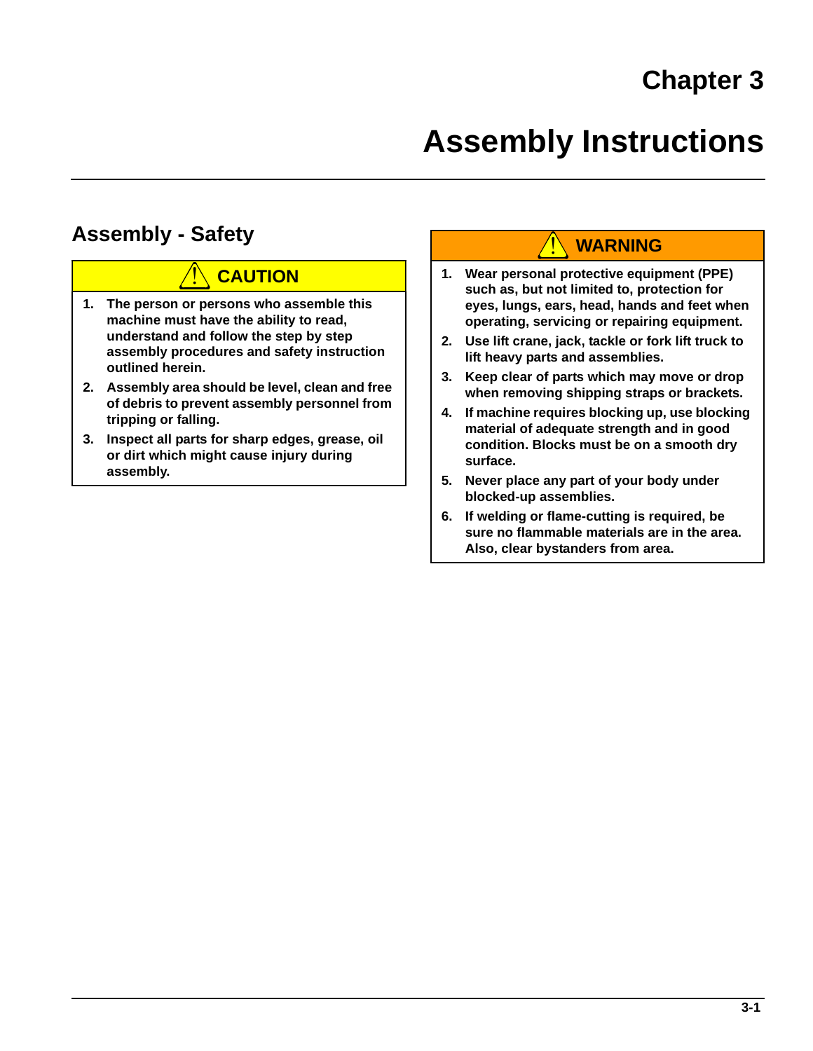# Chapter 3

# Assembly Instructions

## Assembly - Safety

**CAUTION**

1. **The person or persons who assemble this machine must have the ability to read, understand and follow the step by step assembly procedures and safety instruction outlined herein.**
2. **Assembly area should be level, clean and free of debris to prevent assembly personnel from tripping or falling.**
3. **Inspect all parts for sharp edges, grease, oil or dirt which might cause injury during assembly.**

**WARNING**

1. **Wear personal protective equipment (PPE) such as, but not limited to, protection for eyes, lungs, ears, head, hands and feet when operating, servicing or repairing equipment.**
2. **Use lift crane, jack, tackle or fork lift truck to lift heavy parts and assemblies.**
3. **Keep clear of parts which may move or drop when removing shipping straps or brackets.**
4. **If machine requires blocking up, use blocking material of adequate strength and in good condition. Blocks must be on a smooth dry surface.**
5. **Never place any part of your body under blocked-up assemblies.**
6. **If welding or flame-cutting is required, be sure no flammable materials are in the area. Also, clear bystanders from area.**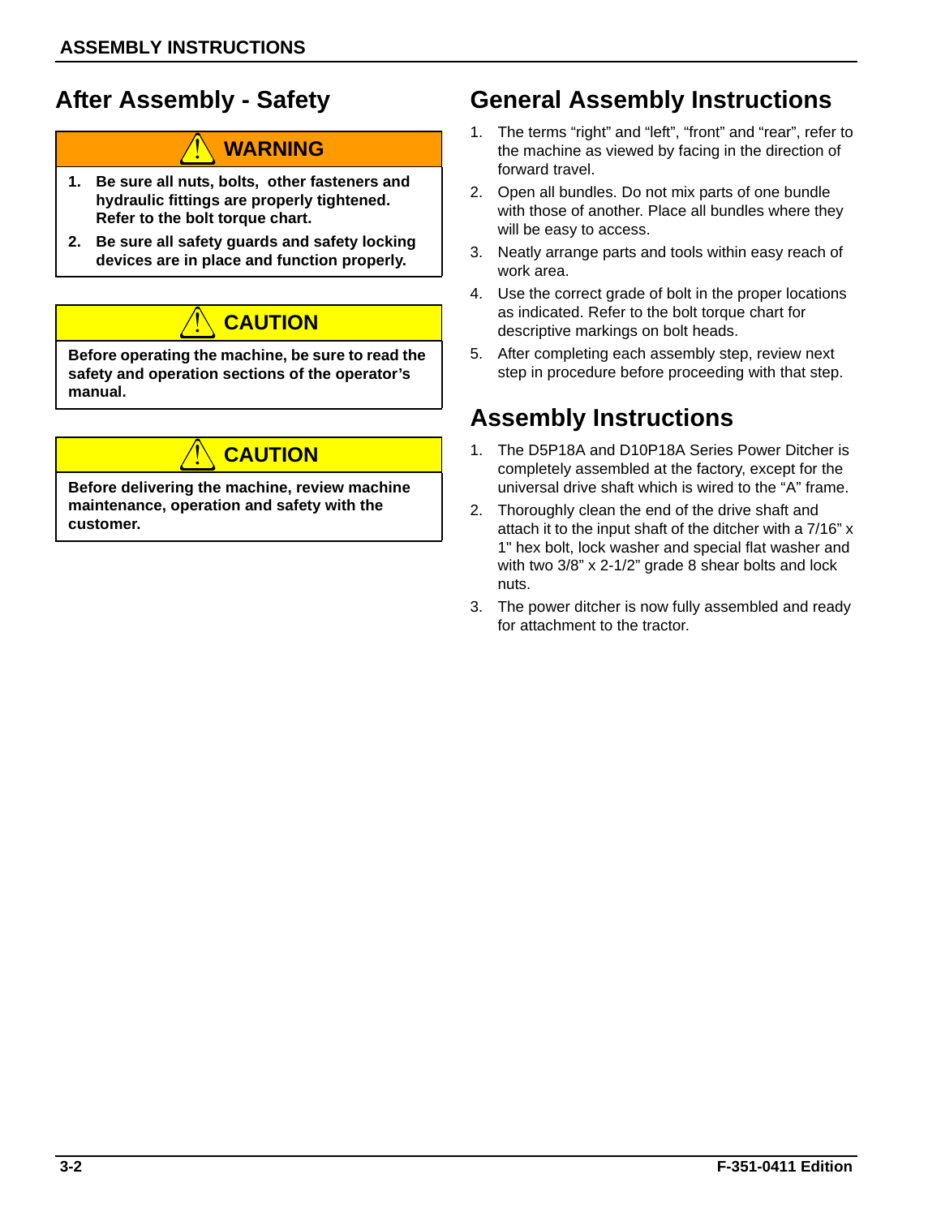## After Assembly - Safety

**⚠ WARNING**

1. **Be sure all nuts, bolts, other fasteners and hydraulic fittings are properly tightened. Refer to the bolt torque chart.**
2. **Be sure all safety guards and safety locking devices are in place and function properly.**

**⚠ CAUTION**

**Before operating the machine, be sure to read the safety and operation sections of the operator's manual.**

**⚠ CAUTION**

**Before delivering the machine, review machine maintenance, operation and safety with the customer.**

## General Assembly Instructions

1. The terms "right" and "left", "front" and "rear", refer to the machine as viewed by facing in the direction of forward travel.
2. Open all bundles. Do not mix parts of one bundle with those of another. Place all bundles where they will be easy to access.
3. Neatly arrange parts and tools within easy reach of work area.
4. Use the correct grade of bolt in the proper locations as indicated. Refer to the bolt torque chart for descriptive markings on bolt heads.
5. After completing each assembly step, review next step in procedure before proceeding with that step.

## Assembly Instructions

1. The D5P18A and D10P18A Series Power Ditcher is completely assembled at the factory, except for the universal drive shaft which is wired to the "A" frame.
2. Thoroughly clean the end of the drive shaft and attach it to the input shaft of the ditcher with a 7/16" x 1" hex bolt, lock washer and special flat washer and with two 3/8" x 2-1/2" grade 8 shear bolts and lock nuts.
3. The power ditcher is now fully assembled and ready for attachment to the tractor.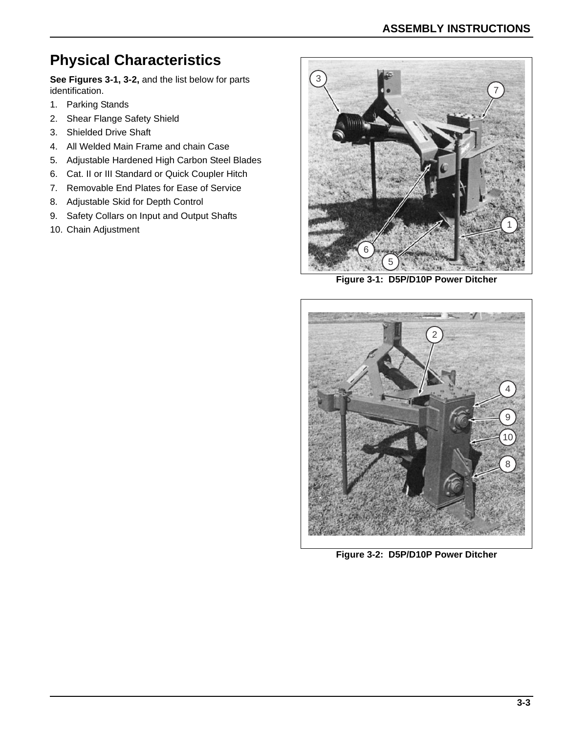## Physical Characteristics

**See Figures 3-1, 3-2,** and the list below for parts identification.

1. Parking Stands
2. Shear Flange Safety Shield
3. Shielded Drive Shaft
4. All Welded Main Frame and chain Case
5. Adjustable Hardened High Carbon Steel Blades
6. Cat. II or III Standard or Quick Coupler Hitch
7. Removable End Plates for Ease of Service
8. Adjustable Skid for Depth Control
9. Safety Collars on Input and Output Shafts
10. Chain Adjustment

**Figure 3-1: D5P/D10P Power Ditcher**

**Figure 3-2: D5P/D10P Power Ditcher**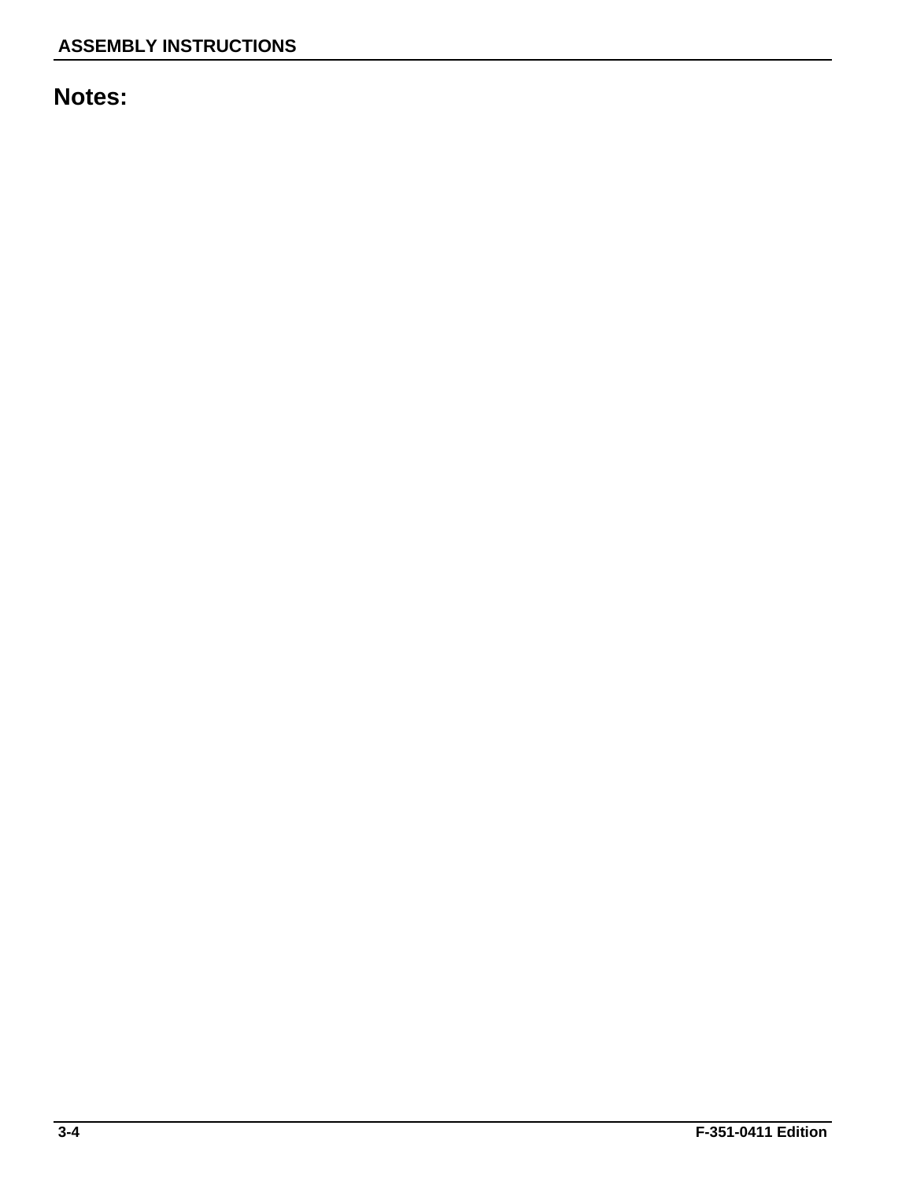## Notes: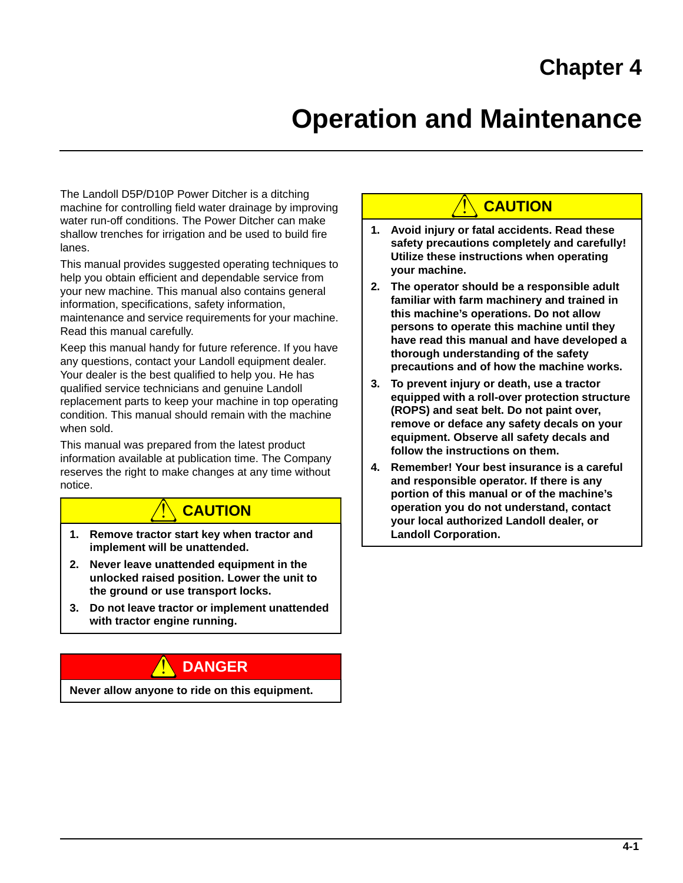# Chapter 4

# Operation and Maintenance

The Landoll D5P/D10P Power Ditcher is a ditching machine for controlling field water drainage by improving water run-off conditions. The Power Ditcher can make shallow trenches for irrigation and be used to build fire lanes.

This manual provides suggested operating techniques to help you obtain efficient and dependable service from your new machine. This manual also contains general information, specifications, safety information, maintenance and service requirements for your machine. Read this manual carefully.

Keep this manual handy for future reference. If you have any questions, contact your Landoll equipment dealer. Your dealer is the best qualified to help you. He has qualified service technicians and genuine Landoll replacement parts to keep your machine in top operating condition. This manual should remain with the machine when sold.

This manual was prepared from the latest product information available at publication time. The Company reserves the right to make changes at any time without notice.

**CAUTION**

1. **Remove tractor start key when tractor and implement will be unattended.**
2. **Never leave unattended equipment in the unlocked raised position. Lower the unit to the ground or use transport locks.**
3. **Do not leave tractor or implement unattended with tractor engine running.**

**DANGER**

**Never allow anyone to ride on this equipment.**

**CAUTION**

1. **Avoid injury or fatal accidents. Read these safety precautions completely and carefully! Utilize these instructions when operating your machine.**
2. **The operator should be a responsible adult familiar with farm machinery and trained in this machine's operations. Do not allow persons to operate this machine until they have read this manual and have developed a thorough understanding of the safety precautions and of how the machine works.**
3. **To prevent injury or death, use a tractor equipped with a roll-over protection structure (ROPS) and seat belt. Do not paint over, remove or deface any safety decals on your equipment. Observe all safety decals and follow the instructions on them.**
4. **Remember! Your best insurance is a careful and responsible operator. If there is any portion of this manual or of the machine's operation you do not understand, contact your local authorized Landoll dealer, or Landoll Corporation.**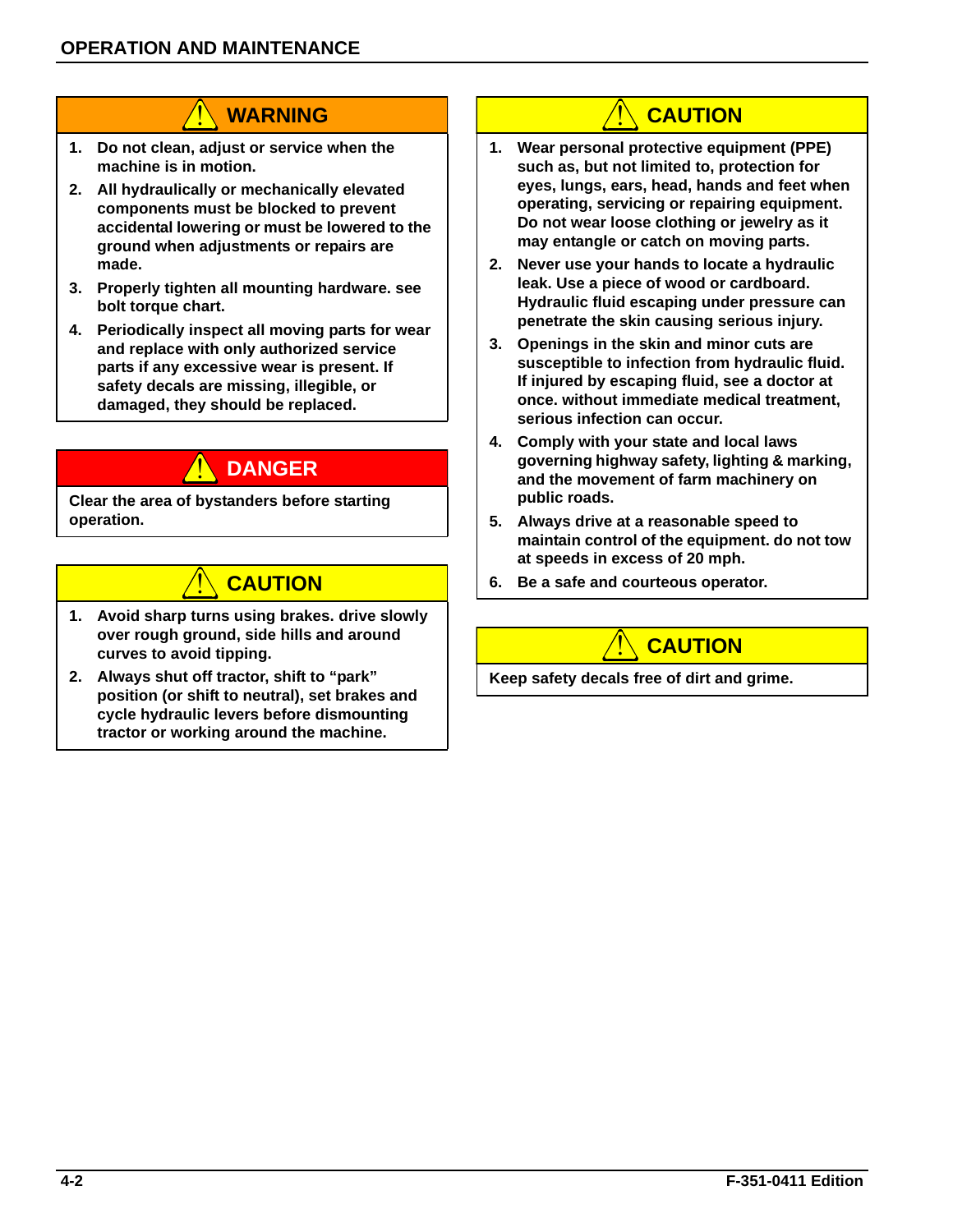## WARNING

1. Do not clean, adjust or service when the machine is in motion.
2. All hydraulically or mechanically elevated components must be blocked to prevent accidental lowering or must be lowered to the ground when adjustments or repairs are made.
3. Properly tighten all mounting hardware. see bolt torque chart.
4. Periodically inspect all moving parts for wear and replace with only authorized service parts if any excessive wear is present. If safety decals are missing, illegible, or damaged, they should be replaced.

## DANGER

Clear the area of bystanders before starting operation.

## CAUTION

1. Avoid sharp turns using brakes. drive slowly over rough ground, side hills and around curves to avoid tipping.
2. Always shut off tractor, shift to “park” position (or shift to neutral), set brakes and cycle hydraulic levers before dismounting tractor or working around the machine.

## CAUTION

1. Wear personal protective equipment (PPE) such as, but not limited to, protection for eyes, lungs, ears, head, hands and feet when operating, servicing or repairing equipment. Do not wear loose clothing or jewelry as it may entangle or catch on moving parts.
2. Never use your hands to locate a hydraulic leak. Use a piece of wood or cardboard. Hydraulic fluid escaping under pressure can penetrate the skin causing serious injury.
3. Openings in the skin and minor cuts are susceptible to infection from hydraulic fluid. If injured by escaping fluid, see a doctor at once. without immediate medical treatment, serious infection can occur.
4. Comply with your state and local laws governing highway safety, lighting & marking, and the movement of farm machinery on public roads.
5. Always drive at a reasonable speed to maintain control of the equipment. do not tow at speeds in excess of 20 mph.
6. Be a safe and courteous operator.

## CAUTION

Keep safety decals free of dirt and grime.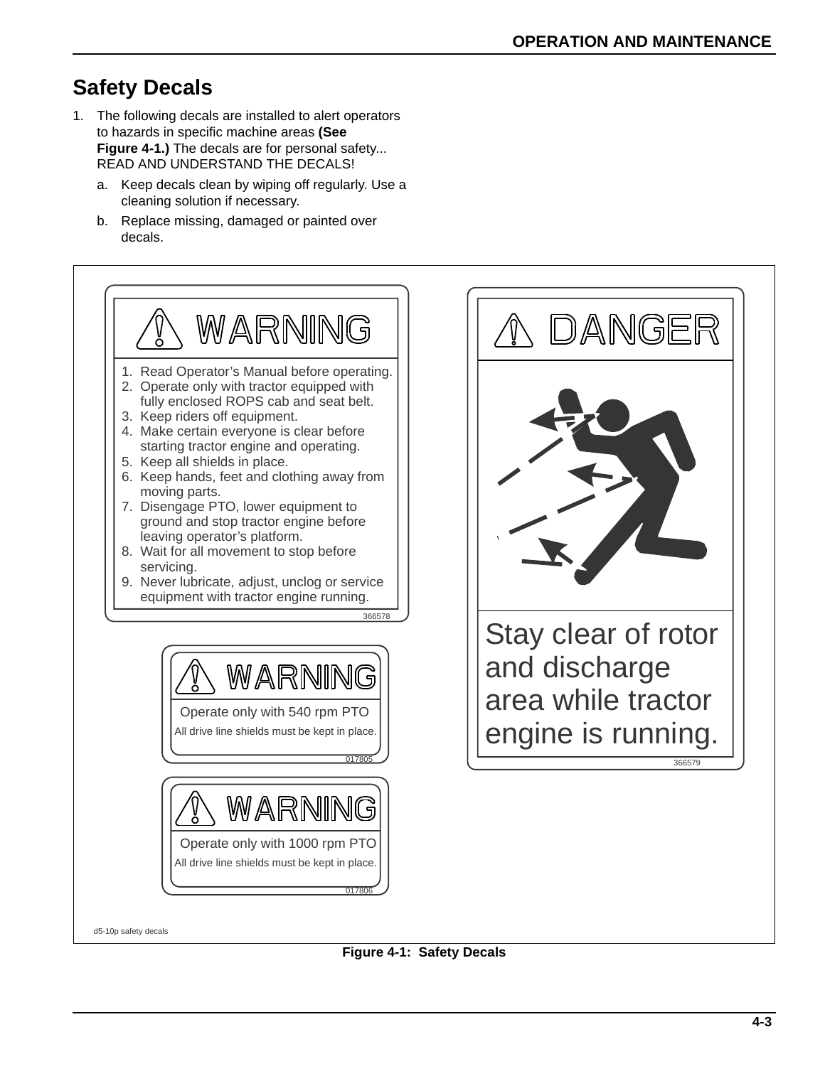## Safety Decals

1. The following decals are installed to alert operators to hazards in specific machine areas **(See Figure 4-1.)** The decals are for personal safety... READ AND UNDERSTAND THE DECALS!
   a. Keep decals clean by wiping off regularly. Use a cleaning solution if necessary.
   b. Replace missing, damaged or painted over decals.

WARNING

1. Read Operator's Manual before operating.
2. Operate only with tractor equipped with fully enclosed ROPS cab and seat belt.
3. Keep riders off equipment.
4. Make certain everyone is clear before starting tractor engine and operating.
5. Keep all shields in place.
6. Keep hands, feet and clothing away from moving parts.
7. Disengage PTO, lower equipment to ground and stop tractor engine before leaving operator's platform.
8. Wait for all movement to stop before servicing.
9. Never lubricate, adjust, unclog or service equipment with tractor engine running.

366578

DANGER

Stay clear of rotor and discharge area while tractor engine is running.

366579

WARNING

Operate only with 540 rpm PTO

All drive line shields must be kept in place.

017805

WARNING

Operate only with 1000 rpm PTO

All drive line shields must be kept in place.

017806

d5-10p safety decals

**Figure 4-1: Safety Decals**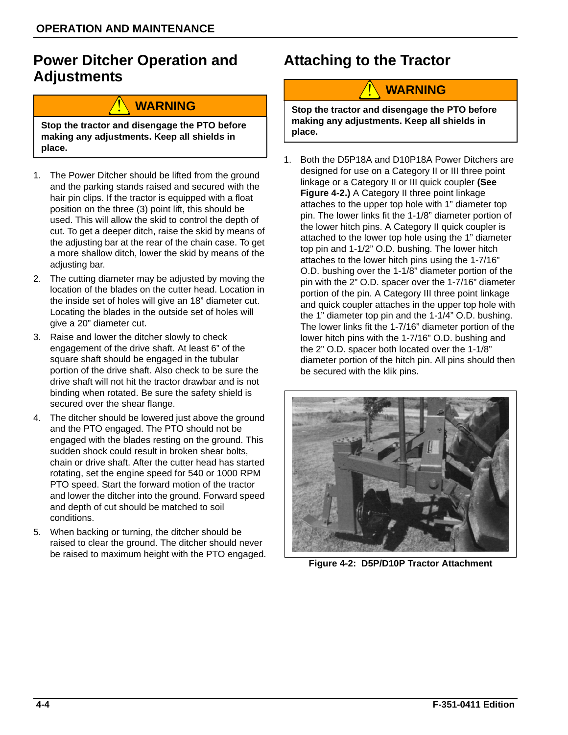## Power Ditcher Operation and Adjustments

**⚠ WARNING**

**Stop the tractor and disengage the PTO before making any adjustments. Keep all shields in place.**

1. The Power Ditcher should be lifted from the ground and the parking stands raised and secured with the hair pin clips. If the tractor is equipped with a float position on the three (3) point lift, this should be used. This will allow the skid to control the depth of cut. To get a deeper ditch, raise the skid by means of the adjusting bar at the rear of the chain case. To get a more shallow ditch, lower the skid by means of the adjusting bar.
2. The cutting diameter may be adjusted by moving the location of the blades on the cutter head. Location in the inside set of holes will give an 18” diameter cut. Locating the blades in the outside set of holes will give a 20” diameter cut.
3. Raise and lower the ditcher slowly to check engagement of the drive shaft. At least 6” of the square shaft should be engaged in the tubular portion of the drive shaft. Also check to be sure the drive shaft will not hit the tractor drawbar and is not binding when rotated. Be sure the safety shield is secured over the shear flange.
4. The ditcher should be lowered just above the ground and the PTO engaged. The PTO should not be engaged with the blades resting on the ground. This sudden shock could result in broken shear bolts, chain or drive shaft. After the cutter head has started rotating, set the engine speed for 540 or 1000 RPM PTO speed. Start the forward motion of the tractor and lower the ditcher into the ground. Forward speed and depth of cut should be matched to soil conditions.
5. When backing or turning, the ditcher should be raised to clear the ground. The ditcher should never be raised to maximum height with the PTO engaged.

## Attaching to the Tractor

**⚠ WARNING**

**Stop the tractor and disengage the PTO before making any adjustments. Keep all shields in place.**

1. Both the D5P18A and D10P18A Power Ditchers are designed for use on a Category II or III three point linkage or a Category II or III quick coupler **(See Figure 4-2.)** A Category II three point linkage attaches to the upper top hole with 1” diameter top pin. The lower links fit the 1-1/8” diameter portion of the lower hitch pins. A Category II quick coupler is attached to the lower top hole using the 1” diameter top pin and 1-1/2” O.D. bushing. The lower hitch attaches to the lower hitch pins using the 1-7/16” O.D. bushing over the 1-1/8” diameter portion of the pin with the 2” O.D. spacer over the 1-7/16” diameter portion of the pin. A Category III three point linkage and quick coupler attaches in the upper top hole with the 1” diameter top pin and the 1-1/4” O.D. bushing. The lower links fit the 1-7/16” diameter portion of the lower hitch pins with the 1-7/16” O.D. bushing and the 2” O.D. spacer both located over the 1-1/8” diameter portion of the hitch pin. All pins should then be secured with the klik pins.

**Figure 4-2: D5P/D10P Tractor Attachment**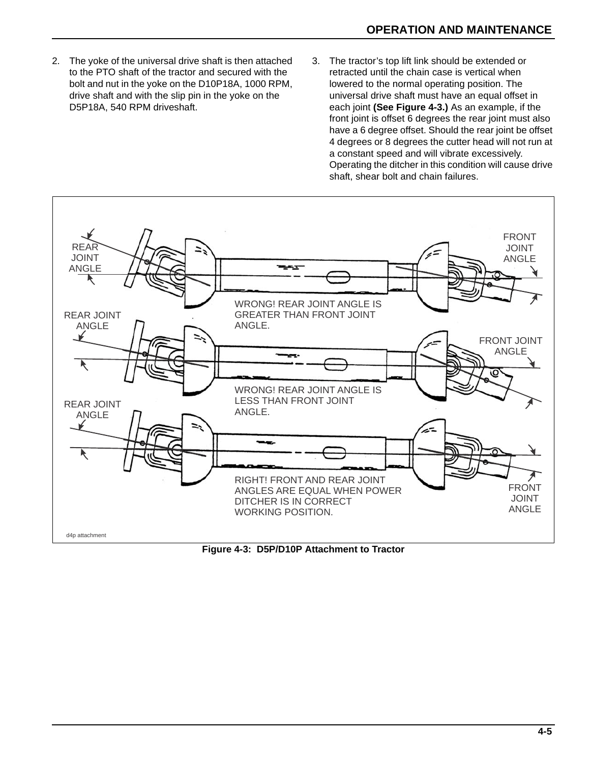2. The yoke of the universal drive shaft is then attached to the PTO shaft of the tractor and secured with the bolt and nut in the yoke on the D10P18A, 1000 RPM, drive shaft and with the slip pin in the yoke on the D5P18A, 540 RPM driveshaft.

3. The tractor's top lift link should be extended or retracted until the chain case is vertical when lowered to the normal operating position. The universal drive shaft must have an equal offset in each joint **(See Figure 4-3.)** As an example, if the front joint is offset 6 degrees the rear joint must also have a 6 degree offset. Should the rear joint be offset 4 degrees or 8 degrees the cutter head will not run at a constant speed and will vibrate excessively. Operating the ditcher in this condition will cause drive shaft, shear bolt and chain failures.

REAR JOINT ANGLE

FRONT JOINT ANGLE

WRONG! REAR JOINT ANGLE IS GREATER THAN FRONT JOINT ANGLE.

REAR JOINT ANGLE

FRONT JOINT ANGLE

WRONG! REAR JOINT ANGLE IS LESS THAN FRONT JOINT ANGLE.

REAR JOINT ANGLE

RIGHT! FRONT AND REAR JOINT ANGLES ARE EQUAL WHEN POWER DITCHER IS IN CORRECT WORKING POSITION.

FRONT JOINT ANGLE

d4p attachment

**Figure 4-3: D5P/D10P Attachment to Tractor**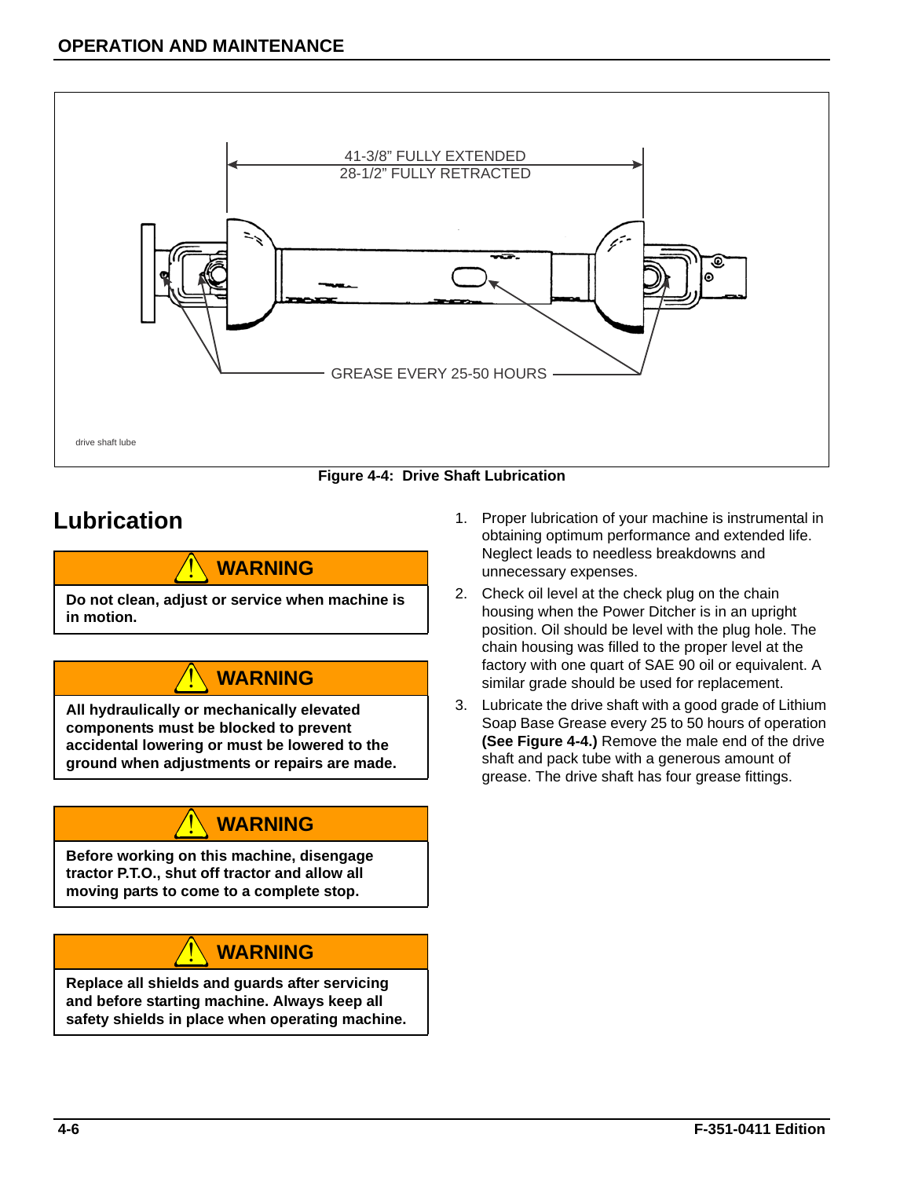41-3/8" FULLY EXTENDED

28-1/2" FULLY RETRACTED

GREASE EVERY 25-50 HOURS

drive shaft lube

**Figure 4-4: Drive Shaft Lubrication**

## Lubrication

> **⚠ WARNING**
>
> **Do not clean, adjust or service when machine is in motion.**

> **⚠ WARNING**
>
> **All hydraulically or mechanically elevated components must be blocked to prevent accidental lowering or must be lowered to the ground when adjustments or repairs are made.**

> **⚠ WARNING**
>
> **Before working on this machine, disengage tractor P.T.O., shut off tractor and allow all moving parts to come to a complete stop.**

> **⚠ WARNING**
>
> **Replace all shields and guards after servicing and before starting machine. Always keep all safety shields in place when operating machine.**

1. Proper lubrication of your machine is instrumental in obtaining optimum performance and extended life. Neglect leads to needless breakdowns and unnecessary expenses.
2. Check oil level at the check plug on the chain housing when the Power Ditcher is in an upright position. Oil should be level with the plug hole. The chain housing was filled to the proper level at the factory with one quart of SAE 90 oil or equivalent. A similar grade should be used for replacement.
3. Lubricate the drive shaft with a good grade of Lithium Soap Base Grease every 25 to 50 hours of operation **(See Figure 4-4.)** Remove the male end of the drive shaft and pack tube with a generous amount of grease. The drive shaft has four grease fittings.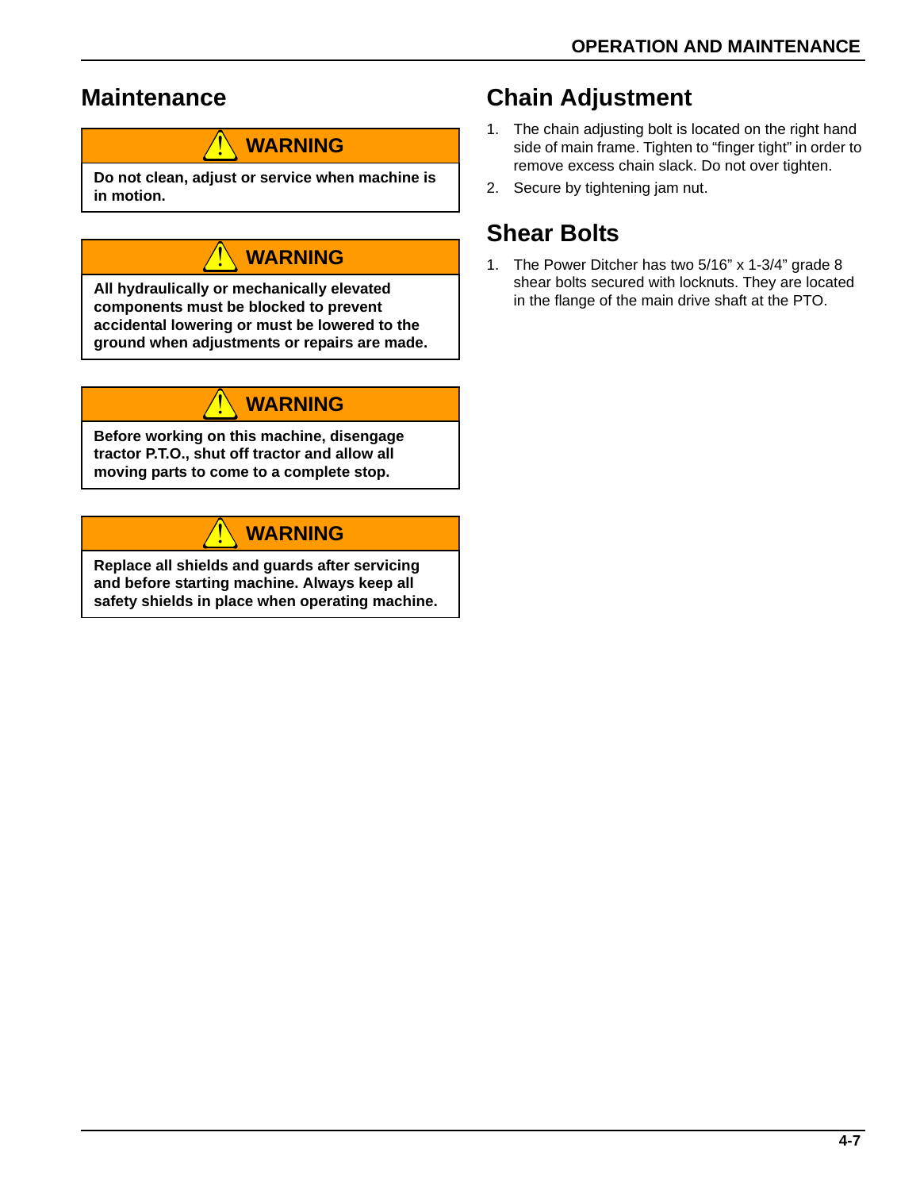## Maintenance

**WARNING**

**Do not clean, adjust or service when machine is in motion.**

**WARNING**

**All hydraulically or mechanically elevated components must be blocked to prevent accidental lowering or must be lowered to the ground when adjustments or repairs are made.**

**WARNING**

**Before working on this machine, disengage tractor P.T.O., shut off tractor and allow all moving parts to come to a complete stop.**

**WARNING**

**Replace all shields and guards after servicing and before starting machine. Always keep all safety shields in place when operating machine.**

## Chain Adjustment

1. The chain adjusting bolt is located on the right hand side of main frame. Tighten to “finger tight” in order to remove excess chain slack. Do not over tighten.
2. Secure by tightening jam nut.

## Shear Bolts

1. The Power Ditcher has two 5/16” x 1-3/4” grade 8 shear bolts secured with locknuts. They are located in the flange of the main drive shaft at the PTO.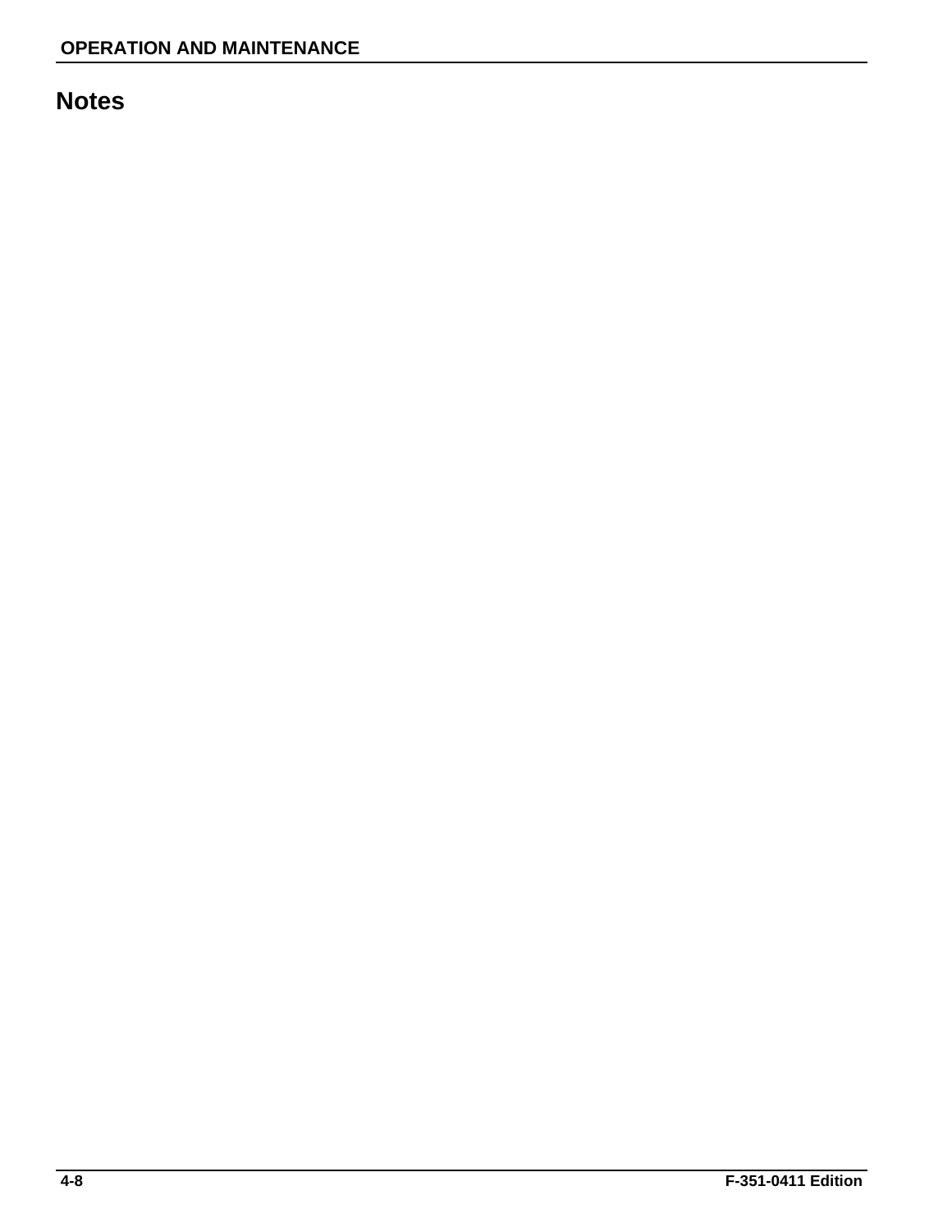# Notes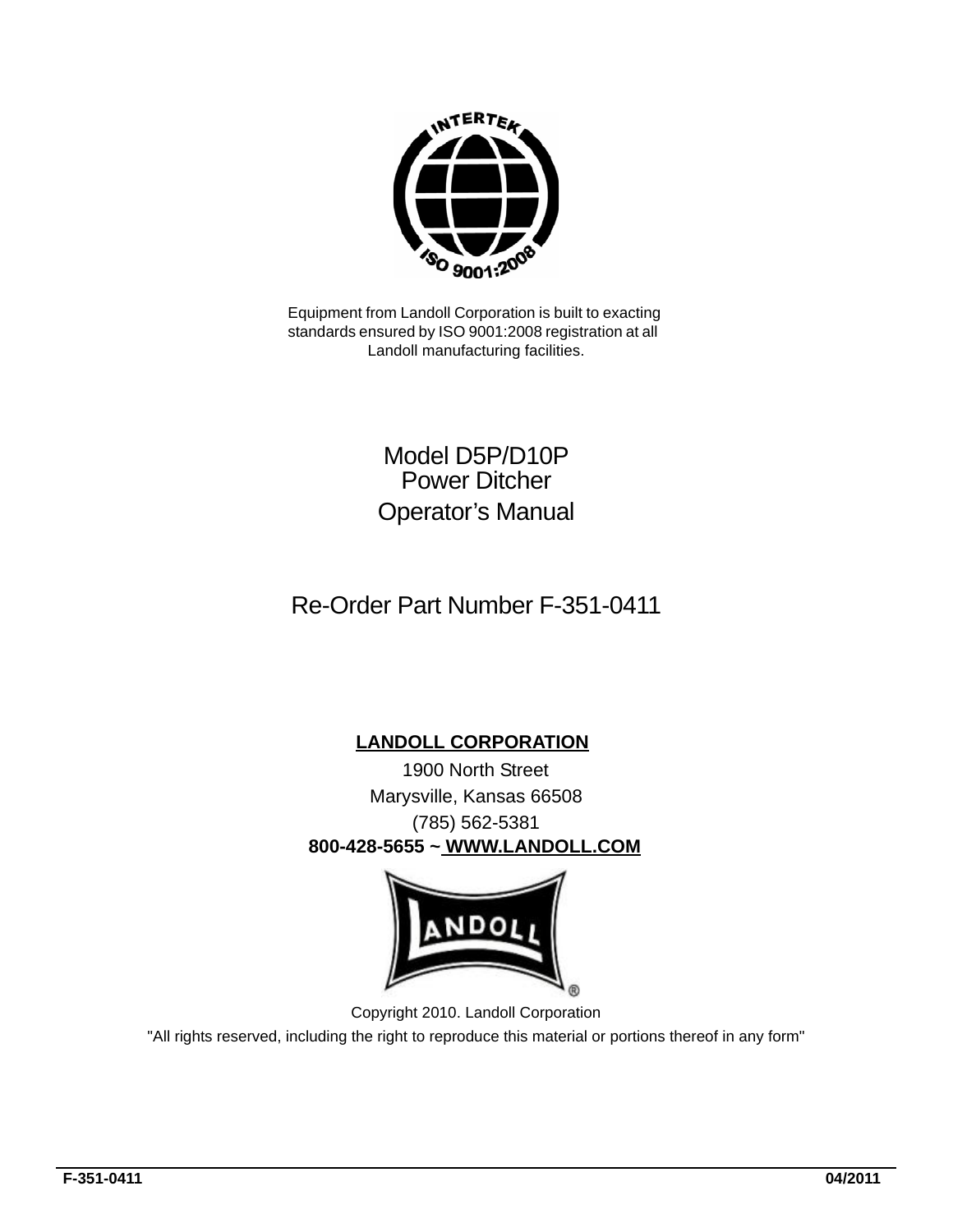Equipment from Landoll Corporation is built to exacting standards ensured by ISO 9001:2008 registration at all Landoll manufacturing facilities.

# Model D5P/D10P Power Ditcher Operator's Manual

## Re-Order Part Number F-351-0411

**LANDOLL CORPORATION**

1900 North Street
Marysville, Kansas 66508
(785) 562-5381
**800-428-5655 ~ WWW.LANDOLL.COM**

Copyright 2010. Landoll Corporation

"All rights reserved, including the right to reproduce this material or portions thereof in any form"

**F-351-0411** **04/2011**